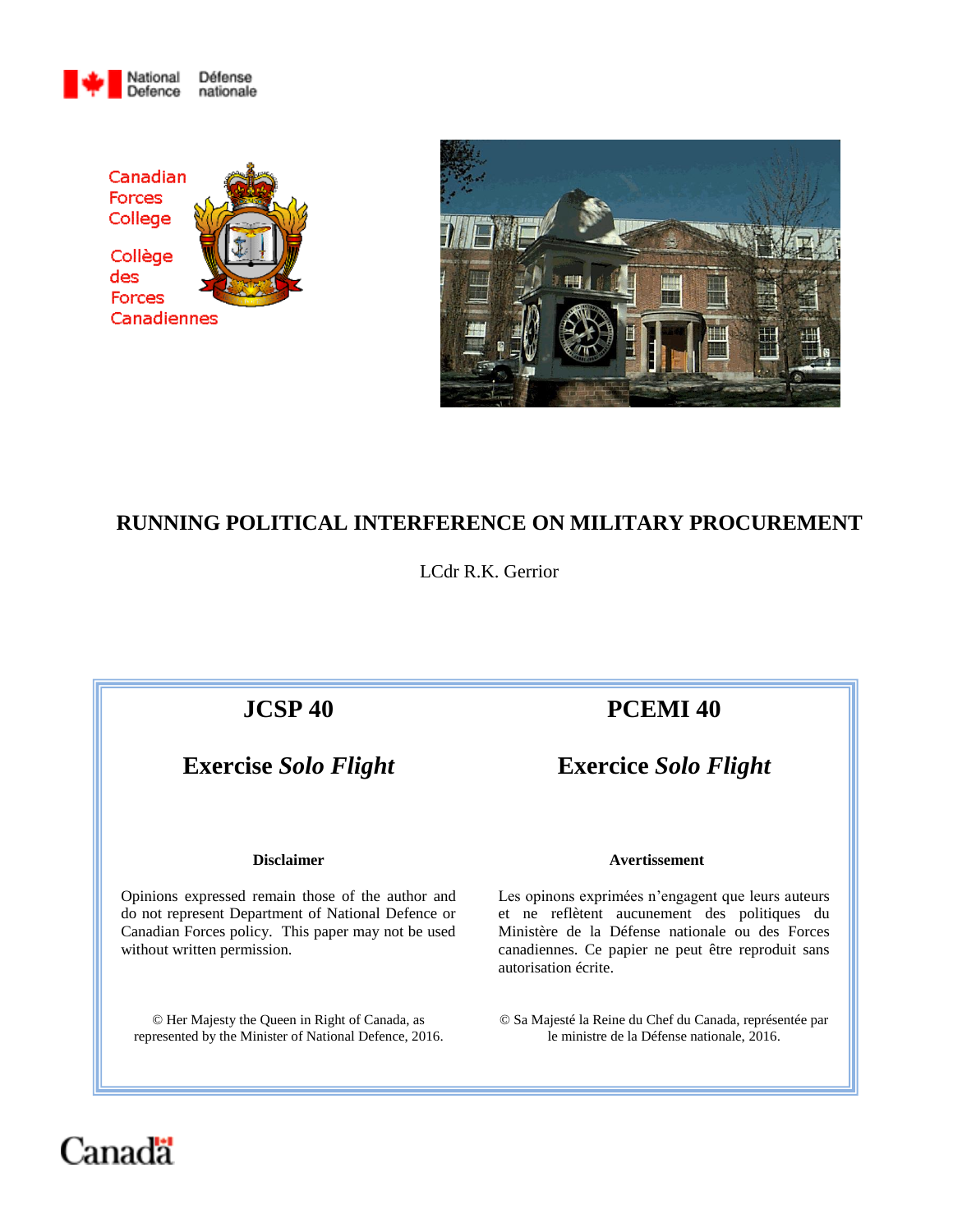National Defence | Défense nationale

Canadian Forces College

Collège des Forces Canadiennes

# RUNNING POLITICAL INTERFERENCE ON MILITARY PROCUREMENT

LCdr R.K. Gerrior

## JCSP 40

## Exercise *Solo Flight*

**Disclaimer**

Opinions expressed remain those of the author and do not represent Department of National Defence or Canadian Forces policy. This paper may not be used without written permission.

© Her Majesty the Queen in Right of Canada, as represented by the Minister of National Defence, 2016.

## PCEMI 40

## Exercice *Solo Flight*

**Avertissement**

Les opinons exprimées n'engagent que leurs auteurs et ne reflètent aucunement des politiques du Ministère de la Défense nationale ou des Forces canadiennes. Ce papier ne peut être reproduit sans autorisation écrite.

© Sa Majesté la Reine du Chef du Canada, représentée par le ministre de la Défense nationale, 2016.

Canada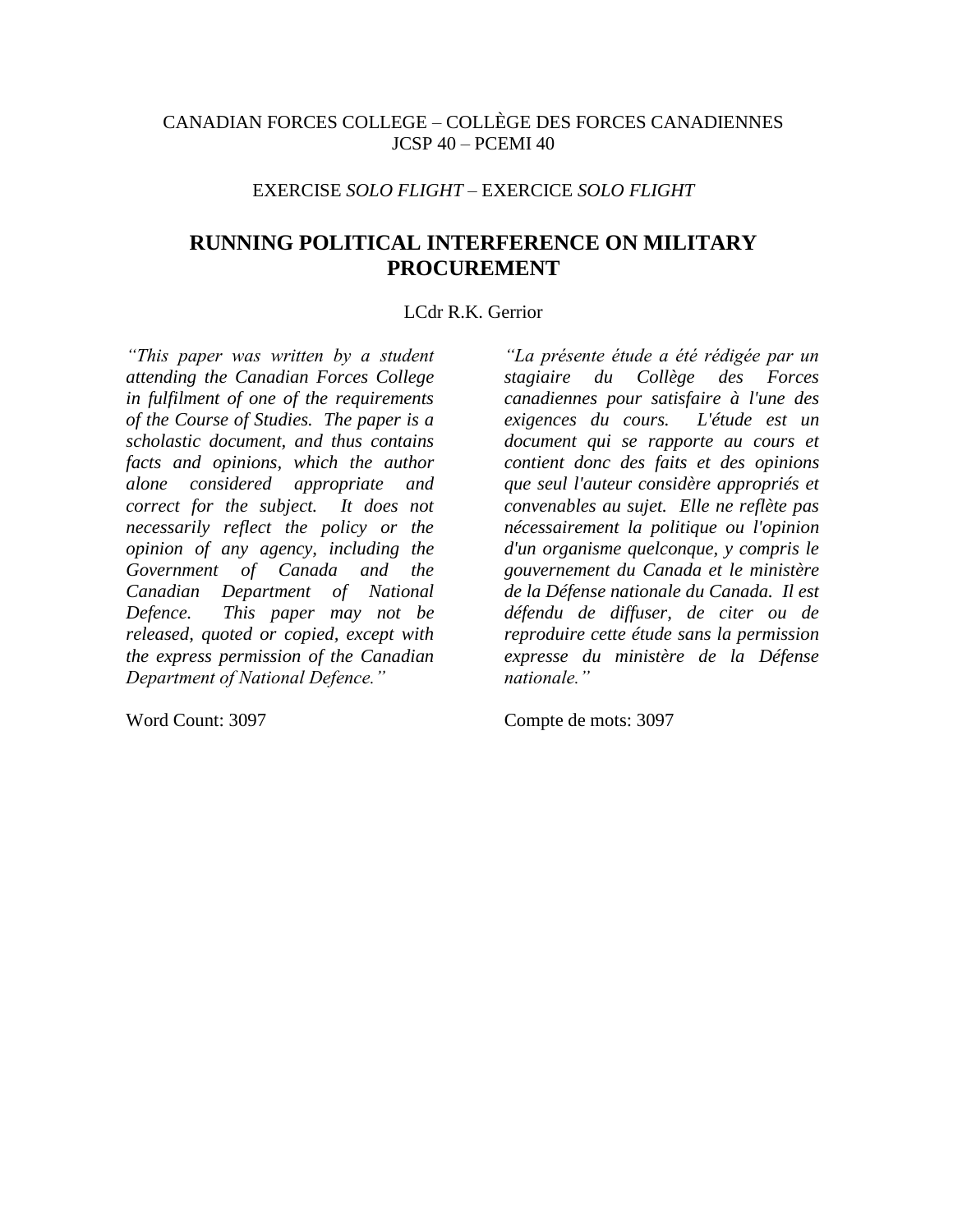CANADIAN FORCES COLLEGE – COLLÈGE DES FORCES CANADIENNES
JCSP 40 – PCEMI 40

EXERCISE *SOLO FLIGHT* – EXERCICE *SOLO FLIGHT*

# RUNNING POLITICAL INTERFERENCE ON MILITARY PROCUREMENT

LCdr R.K. Gerrior

*"This paper was written by a student attending the Canadian Forces College in fulfilment of one of the requirements of the Course of Studies. The paper is a scholastic document, and thus contains facts and opinions, which the author alone considered appropriate and correct for the subject. It does not necessarily reflect the policy or the opinion of any agency, including the Government of Canada and the Canadian Department of National Defence. This paper may not be released, quoted or copied, except with the express permission of the Canadian Department of National Defence."*

Word Count: 3097

*"La présente étude a été rédigée par un stagiaire du Collège des Forces canadiennes pour satisfaire à l'une des exigences du cours. L'étude est un document qui se rapporte au cours et contient donc des faits et des opinions que seul l'auteur considère appropriés et convenables au sujet. Elle ne reflète pas nécessairement la politique ou l'opinion d'un organisme quelconque, y compris le gouvernement du Canada et le ministère de la Défense nationale du Canada. Il est défendu de diffuser, de citer ou de reproduire cette étude sans la permission expresse du ministère de la Défense nationale."*

Compte de mots: 3097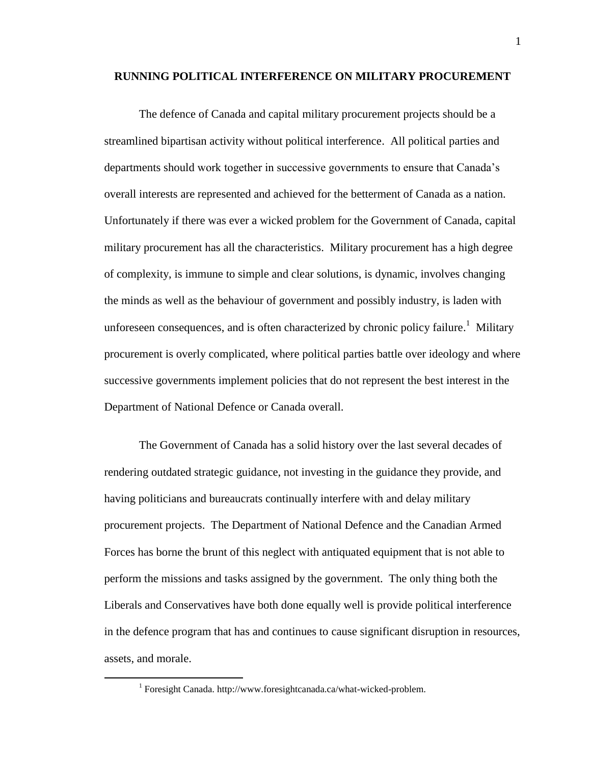# RUNNING POLITICAL INTERFERENCE ON MILITARY PROCUREMENT

The defence of Canada and capital military procurement projects should be a streamlined bipartisan activity without political interference. All political parties and departments should work together in successive governments to ensure that Canada's overall interests are represented and achieved for the betterment of Canada as a nation. Unfortunately if there was ever a wicked problem for the Government of Canada, capital military procurement has all the characteristics. Military procurement has a high degree of complexity, is immune to simple and clear solutions, is dynamic, involves changing the minds as well as the behaviour of government and possibly industry, is laden with unforeseen consequences, and is often characterized by chronic policy failure.[1] Military procurement is overly complicated, where political parties battle over ideology and where successive governments implement policies that do not represent the best interest in the Department of National Defence or Canada overall.

The Government of Canada has a solid history over the last several decades of rendering outdated strategic guidance, not investing in the guidance they provide, and having politicians and bureaucrats continually interfere with and delay military procurement projects. The Department of National Defence and the Canadian Armed Forces has borne the brunt of this neglect with antiquated equipment that is not able to perform the missions and tasks assigned by the government. The only thing both the Liberals and Conservatives have both done equally well is provide political interference in the defence program that has and continues to cause significant disruption in resources, assets, and morale.

---

[1] Foresight Canada. http://www.foresightcanada.ca/what-wicked-problem.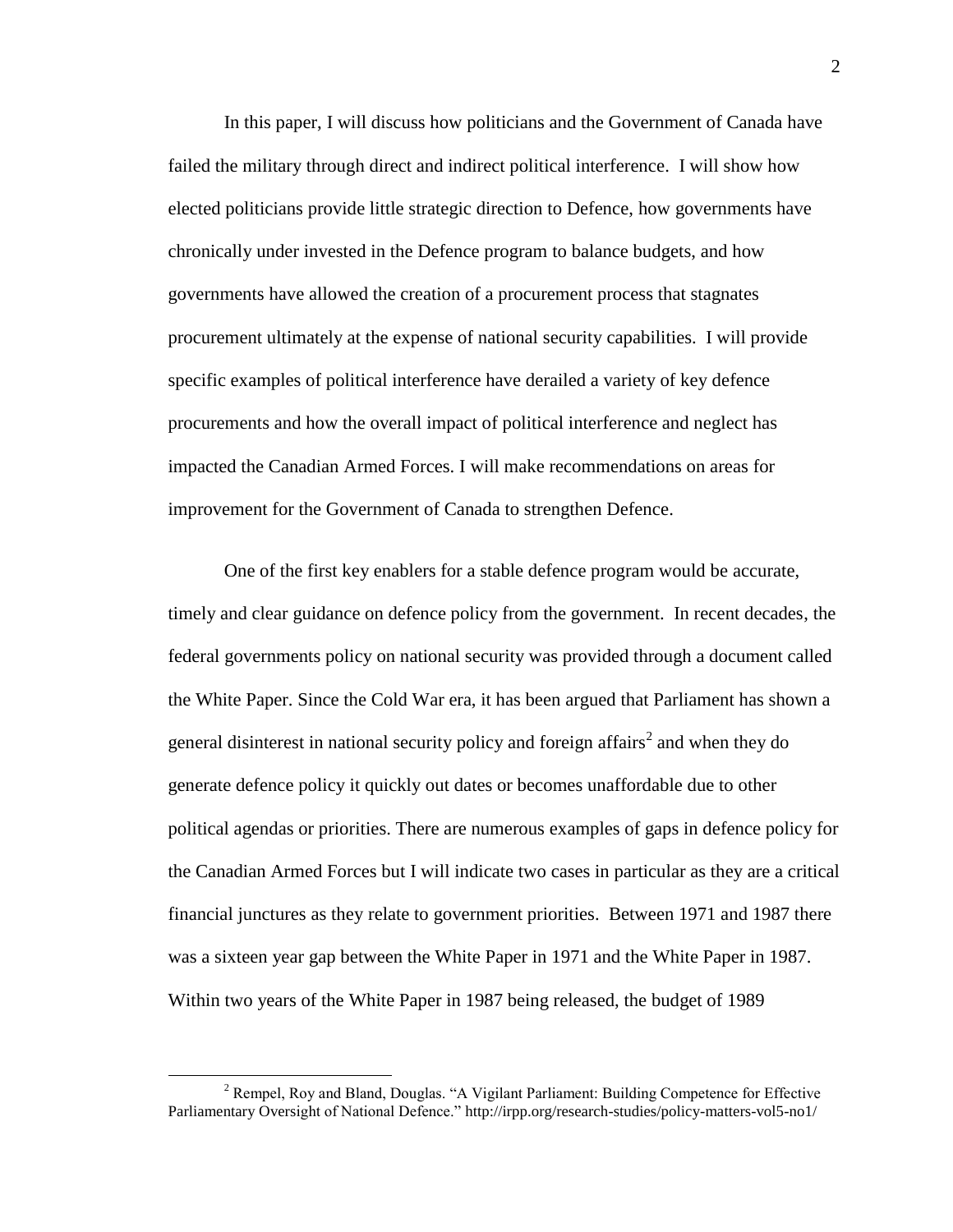In this paper, I will discuss how politicians and the Government of Canada have failed the military through direct and indirect political interference. I will show how elected politicians provide little strategic direction to Defence, how governments have chronically under invested in the Defence program to balance budgets, and how governments have allowed the creation of a procurement process that stagnates procurement ultimately at the expense of national security capabilities. I will provide specific examples of political interference have derailed a variety of key defence procurements and how the overall impact of political interference and neglect has impacted the Canadian Armed Forces. I will make recommendations on areas for improvement for the Government of Canada to strengthen Defence.

One of the first key enablers for a stable defence program would be accurate, timely and clear guidance on defence policy from the government. In recent decades, the federal governments policy on national security was provided through a document called the White Paper. Since the Cold War era, it has been argued that Parliament has shown a general disinterest in national security policy and foreign affairs[2] and when they do generate defence policy it quickly out dates or becomes unaffordable due to other political agendas or priorities. There are numerous examples of gaps in defence policy for the Canadian Armed Forces but I will indicate two cases in particular as they are a critical financial junctures as they relate to government priorities. Between 1971 and 1987 there was a sixteen year gap between the White Paper in 1971 and the White Paper in 1987. Within two years of the White Paper in 1987 being released, the budget of 1989

[2] Rempel, Roy and Bland, Douglas. "A Vigilant Parliament: Building Competence for Effective Parliamentary Oversight of National Defence." http://irpp.org/research-studies/policy-matters-vol5-no1/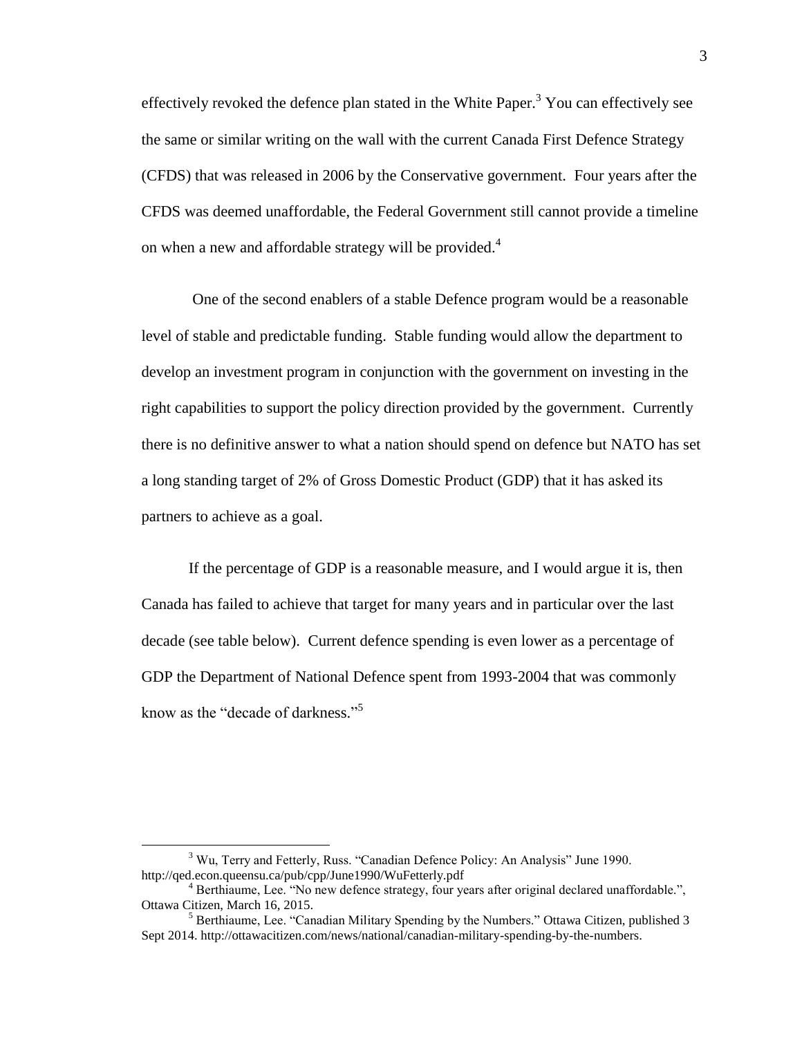effectively revoked the defence plan stated in the White Paper.[3] You can effectively see the same or similar writing on the wall with the current Canada First Defence Strategy (CFDS) that was released in 2006 by the Conservative government. Four years after the CFDS was deemed unaffordable, the Federal Government still cannot provide a timeline on when a new and affordable strategy will be provided.[4]

One of the second enablers of a stable Defence program would be a reasonable level of stable and predictable funding. Stable funding would allow the department to develop an investment program in conjunction with the government on investing in the right capabilities to support the policy direction provided by the government. Currently there is no definitive answer to what a nation should spend on defence but NATO has set a long standing target of 2% of Gross Domestic Product (GDP) that it has asked its partners to achieve as a goal.

If the percentage of GDP is a reasonable measure, and I would argue it is, then Canada has failed to achieve that target for many years and in particular over the last decade (see table below). Current defence spending is even lower as a percentage of GDP the Department of National Defence spent from 1993-2004 that was commonly know as the "decade of darkness."[5]

---

[3] Wu, Terry and Fetterly, Russ. "Canadian Defence Policy: An Analysis" June 1990. http://qed.econ.queensu.ca/pub/cpp/June1990/WuFetterly.pdf

[4] Berthiaume, Lee. "No new defence strategy, four years after original declared unaffordable.", Ottawa Citizen, March 16, 2015.

[5] Berthiaume, Lee. "Canadian Military Spending by the Numbers." Ottawa Citizen, published 3 Sept 2014. http://ottawacitizen.com/news/national/canadian-military-spending-by-the-numbers.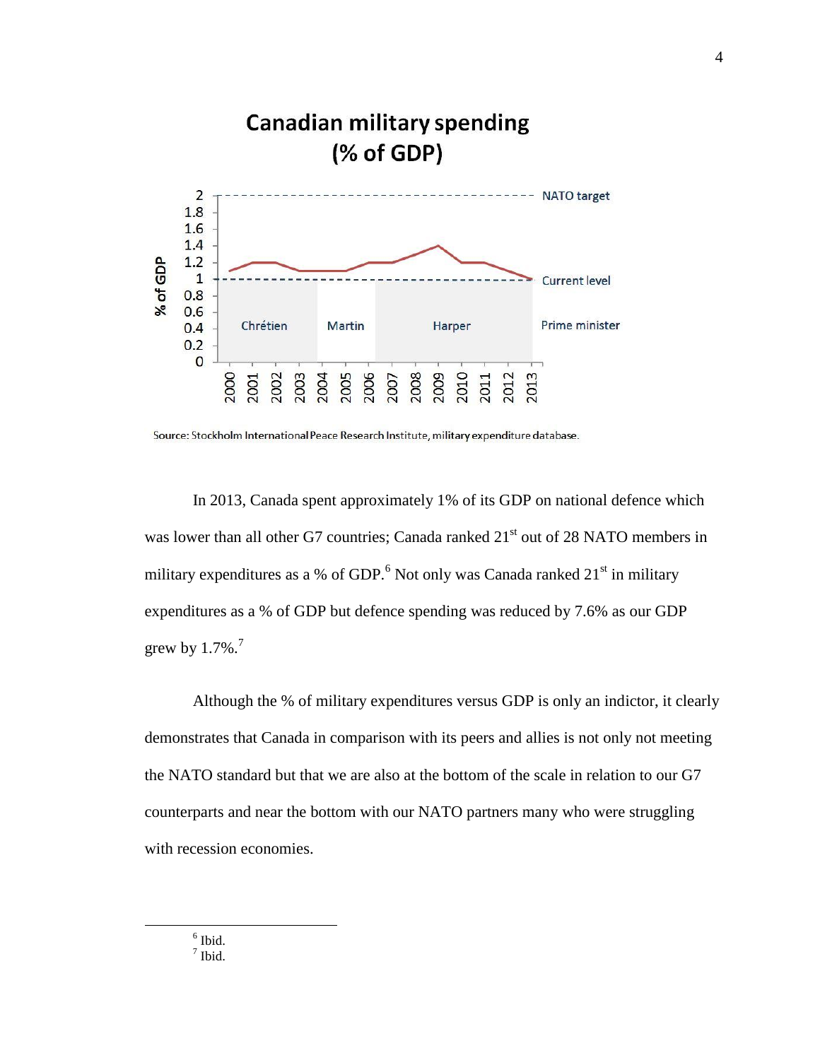**Canadian military spending (% of GDP)**

Source: Stockholm International Peace Research Institute, military expenditure database.

In 2013, Canada spent approximately 1% of its GDP on national defence which was lower than all other G7 countries; Canada ranked 21st out of 28 NATO members in military expenditures as a % of GDP.[6] Not only was Canada ranked 21st in military expenditures as a % of GDP but defence spending was reduced by 7.6% as our GDP grew by 1.7%.[7]

Although the % of military expenditures versus GDP is only an indictor, it clearly demonstrates that Canada in comparison with its peers and allies is not only not meeting the NATO standard but that we are also at the bottom of the scale in relation to our G7 counterparts and near the bottom with our NATO partners many who were struggling with recession economies.

---

[6] Ibid.
[7] Ibid.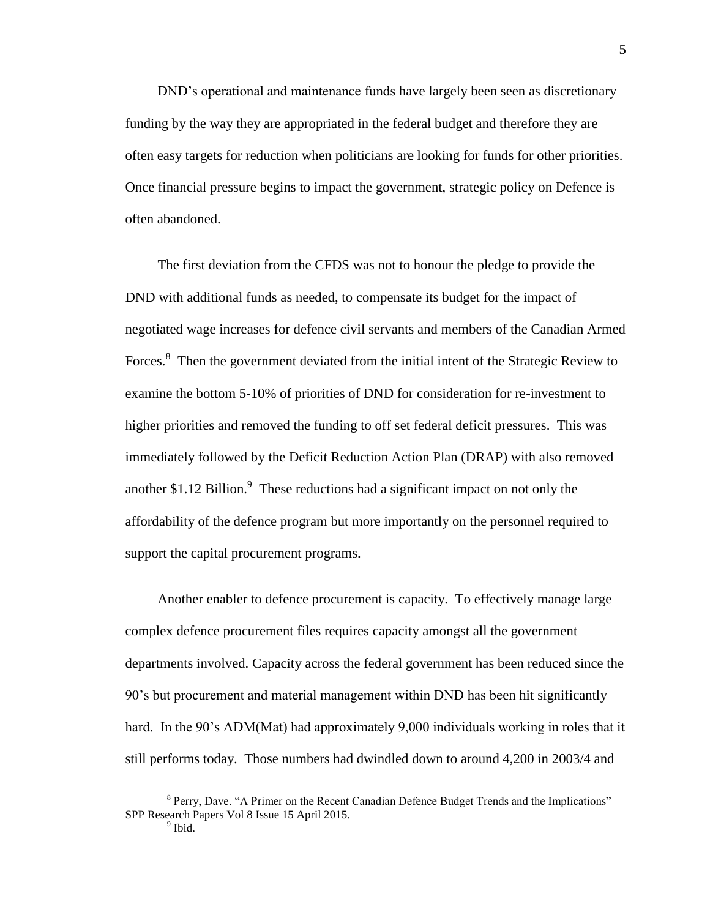DND's operational and maintenance funds have largely been seen as discretionary funding by the way they are appropriated in the federal budget and therefore they are often easy targets for reduction when politicians are looking for funds for other priorities. Once financial pressure begins to impact the government, strategic policy on Defence is often abandoned.

The first deviation from the CFDS was not to honour the pledge to provide the DND with additional funds as needed, to compensate its budget for the impact of negotiated wage increases for defence civil servants and members of the Canadian Armed Forces.[8] Then the government deviated from the initial intent of the Strategic Review to examine the bottom 5-10% of priorities of DND for consideration for re-investment to higher priorities and removed the funding to off set federal deficit pressures. This was immediately followed by the Deficit Reduction Action Plan (DRAP) with also removed another $1.12 Billion.[9] These reductions had a significant impact on not only the affordability of the defence program but more importantly on the personnel required to support the capital procurement programs.

Another enabler to defence procurement is capacity. To effectively manage large complex defence procurement files requires capacity amongst all the government departments involved. Capacity across the federal government has been reduced since the 90's but procurement and material management within DND has been hit significantly hard. In the 90's ADM(Mat) had approximately 9,000 individuals working in roles that it still performs today. Those numbers had dwindled down to around 4,200 in 2003/4 and

[8] Perry, Dave. "A Primer on the Recent Canadian Defence Budget Trends and the Implications" SPP Research Papers Vol 8 Issue 15 April 2015.

[9] Ibid.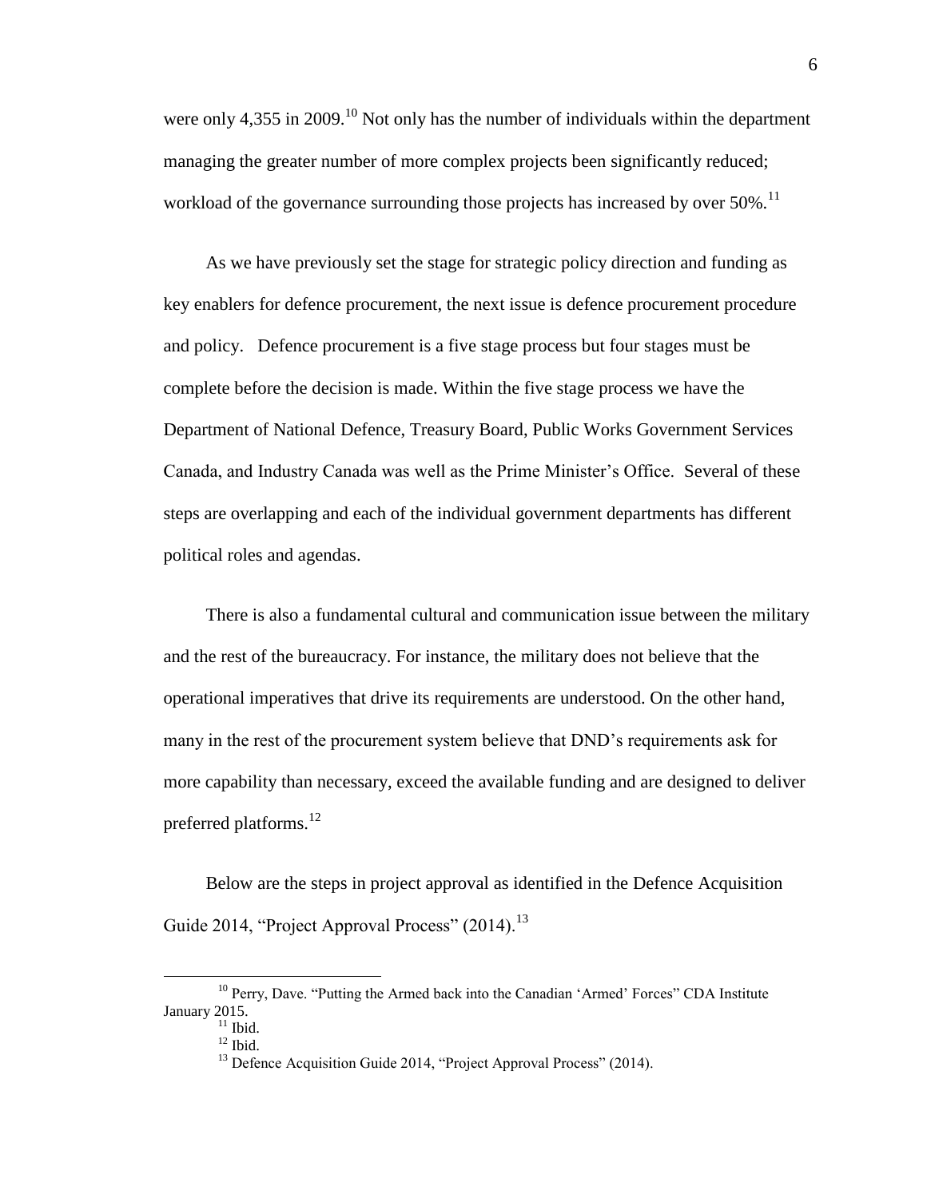were only 4,355 in 2009.[10] Not only has the number of individuals within the department managing the greater number of more complex projects been significantly reduced; workload of the governance surrounding those projects has increased by over 50%.[11]

As we have previously set the stage for strategic policy direction and funding as key enablers for defence procurement, the next issue is defence procurement procedure and policy. Defence procurement is a five stage process but four stages must be complete before the decision is made. Within the five stage process we have the Department of National Defence, Treasury Board, Public Works Government Services Canada, and Industry Canada was well as the Prime Minister's Office. Several of these steps are overlapping and each of the individual government departments has different political roles and agendas.

There is also a fundamental cultural and communication issue between the military and the rest of the bureaucracy. For instance, the military does not believe that the operational imperatives that drive its requirements are understood. On the other hand, many in the rest of the procurement system believe that DND's requirements ask for more capability than necessary, exceed the available funding and are designed to deliver preferred platforms.[12]

Below are the steps in project approval as identified in the Defence Acquisition Guide 2014, "Project Approval Process" (2014).[13]

---

[10] Perry, Dave. "Putting the Armed back into the Canadian 'Armed' Forces" CDA Institute January 2015.

[11] Ibid.

[12] Ibid.

[13] Defence Acquisition Guide 2014, "Project Approval Process" (2014).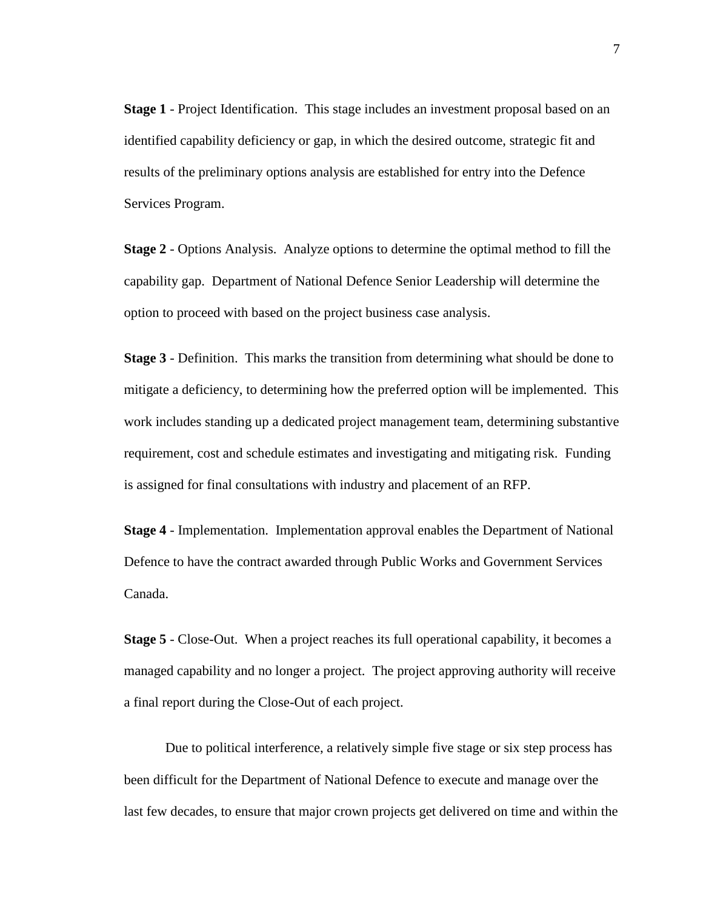**Stage 1** - Project Identification. This stage includes an investment proposal based on an identified capability deficiency or gap, in which the desired outcome, strategic fit and results of the preliminary options analysis are established for entry into the Defence Services Program.

**Stage 2** - Options Analysis. Analyze options to determine the optimal method to fill the capability gap. Department of National Defence Senior Leadership will determine the option to proceed with based on the project business case analysis.

**Stage 3** - Definition. This marks the transition from determining what should be done to mitigate a deficiency, to determining how the preferred option will be implemented. This work includes standing up a dedicated project management team, determining substantive requirement, cost and schedule estimates and investigating and mitigating risk. Funding is assigned for final consultations with industry and placement of an RFP.

**Stage 4** - Implementation. Implementation approval enables the Department of National Defence to have the contract awarded through Public Works and Government Services Canada.

**Stage 5** - Close-Out. When a project reaches its full operational capability, it becomes a managed capability and no longer a project. The project approving authority will receive a final report during the Close-Out of each project.

Due to political interference, a relatively simple five stage or six step process has been difficult for the Department of National Defence to execute and manage over the last few decades, to ensure that major crown projects get delivered on time and within the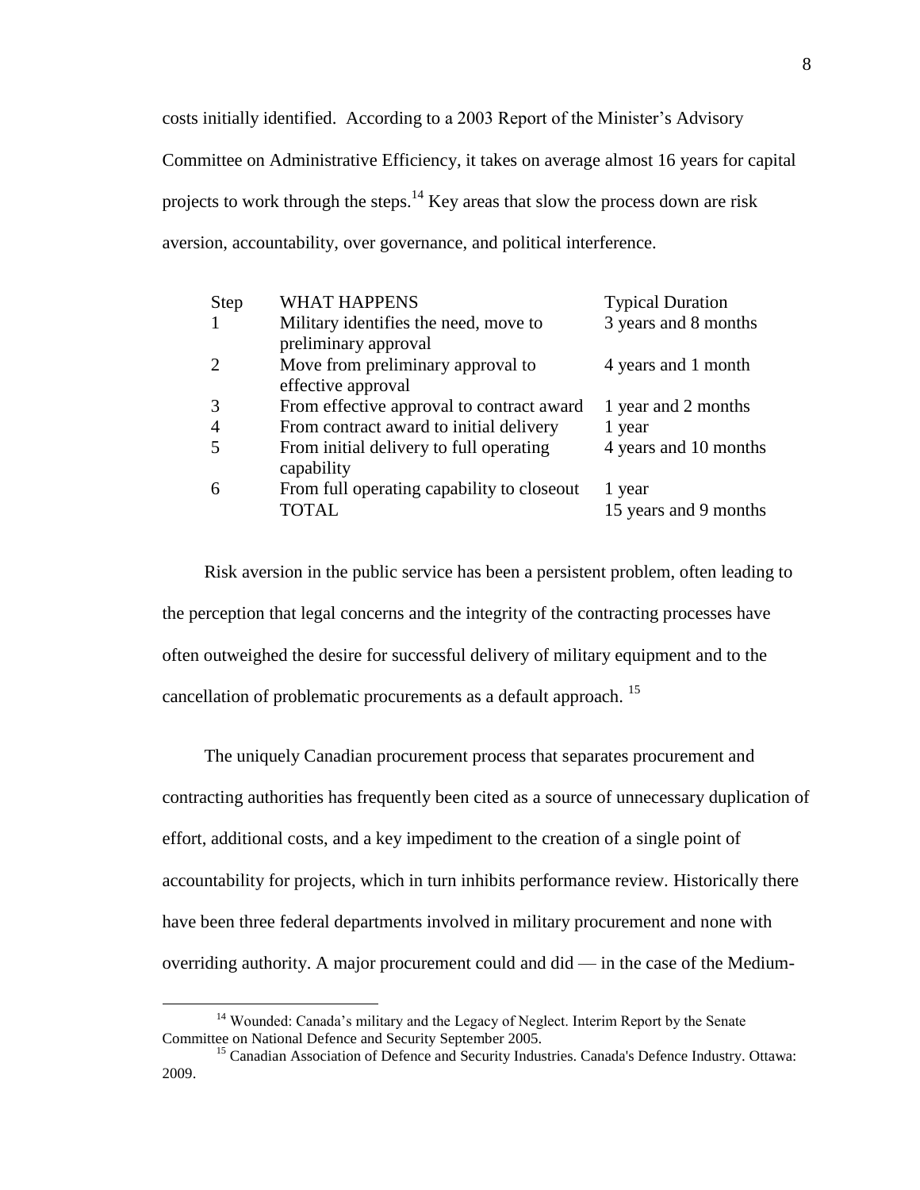costs initially identified. According to a 2003 Report of the Minister's Advisory Committee on Administrative Efficiency, it takes on average almost 16 years for capital projects to work through the steps.[14] Key areas that slow the process down are risk aversion, accountability, over governance, and political interference.

| Step | WHAT HAPPENS | Typical Duration |
|---|---|---|
| 1 | Military identifies the need, move to preliminary approval | 3 years and 8 months |
| 2 | Move from preliminary approval to effective approval | 4 years and 1 month |
| 3 | From effective approval to contract award | 1 year and 2 months |
| 4 | From contract award to initial delivery | 1 year |
| 5 | From initial delivery to full operating capability | 4 years and 10 months |
| 6 | From full operating capability to closeout | 1 year |
| | TOTAL | 15 years and 9 months |

Risk aversion in the public service has been a persistent problem, often leading to the perception that legal concerns and the integrity of the contracting processes have often outweighed the desire for successful delivery of military equipment and to the cancellation of problematic procurements as a default approach. [15]

The uniquely Canadian procurement process that separates procurement and contracting authorities has frequently been cited as a source of unnecessary duplication of effort, additional costs, and a key impediment to the creation of a single point of accountability for projects, which in turn inhibits performance review. Historically there have been three federal departments involved in military procurement and none with overriding authority. A major procurement could and did — in the case of the Medium-

[14] Wounded: Canada's military and the Legacy of Neglect. Interim Report by the Senate Committee on National Defence and Security September 2005.

[15] Canadian Association of Defence and Security Industries. Canada's Defence Industry. Ottawa: 2009.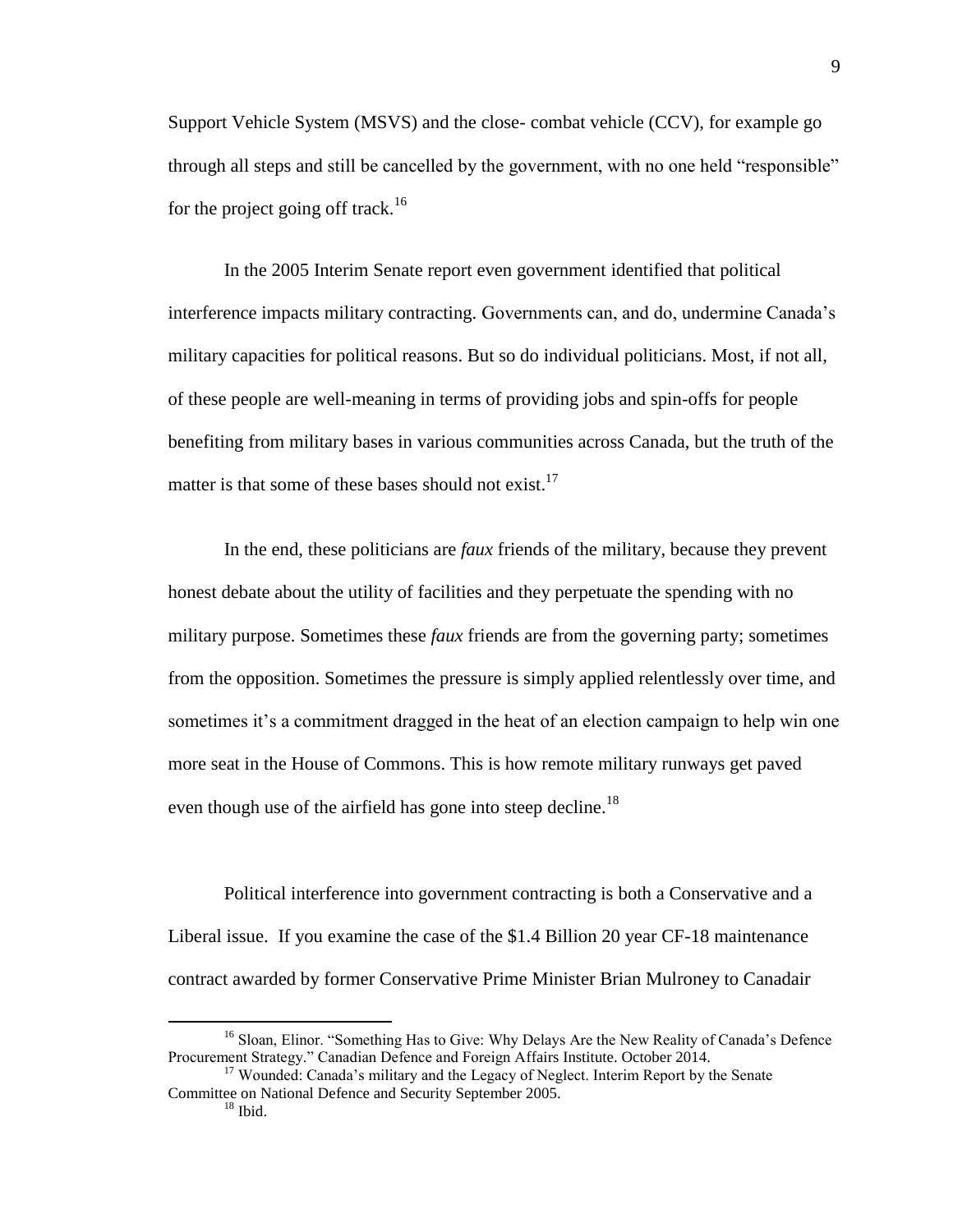Support Vehicle System (MSVS) and the close- combat vehicle (CCV), for example go through all steps and still be cancelled by the government, with no one held "responsible" for the project going off track.[16]

In the 2005 Interim Senate report even government identified that political interference impacts military contracting. Governments can, and do, undermine Canada's military capacities for political reasons. But so do individual politicians. Most, if not all, of these people are well-meaning in terms of providing jobs and spin-offs for people benefiting from military bases in various communities across Canada, but the truth of the matter is that some of these bases should not exist.[17]

In the end, these politicians are *faux* friends of the military, because they prevent honest debate about the utility of facilities and they perpetuate the spending with no military purpose. Sometimes these *faux* friends are from the governing party; sometimes from the opposition. Sometimes the pressure is simply applied relentlessly over time, and sometimes it's a commitment dragged in the heat of an election campaign to help win one more seat in the House of Commons. This is how remote military runways get paved even though use of the airfield has gone into steep decline.[18]

Political interference into government contracting is both a Conservative and a Liberal issue. If you examine the case of the $1.4 Billion 20 year CF-18 maintenance contract awarded by former Conservative Prime Minister Brian Mulroney to Canadair

---

[16] Sloan, Elinor. "Something Has to Give: Why Delays Are the New Reality of Canada's Defence Procurement Strategy." Canadian Defence and Foreign Affairs Institute. October 2014.

[17] Wounded: Canada's military and the Legacy of Neglect. Interim Report by the Senate Committee on National Defence and Security September 2005.

[18] Ibid.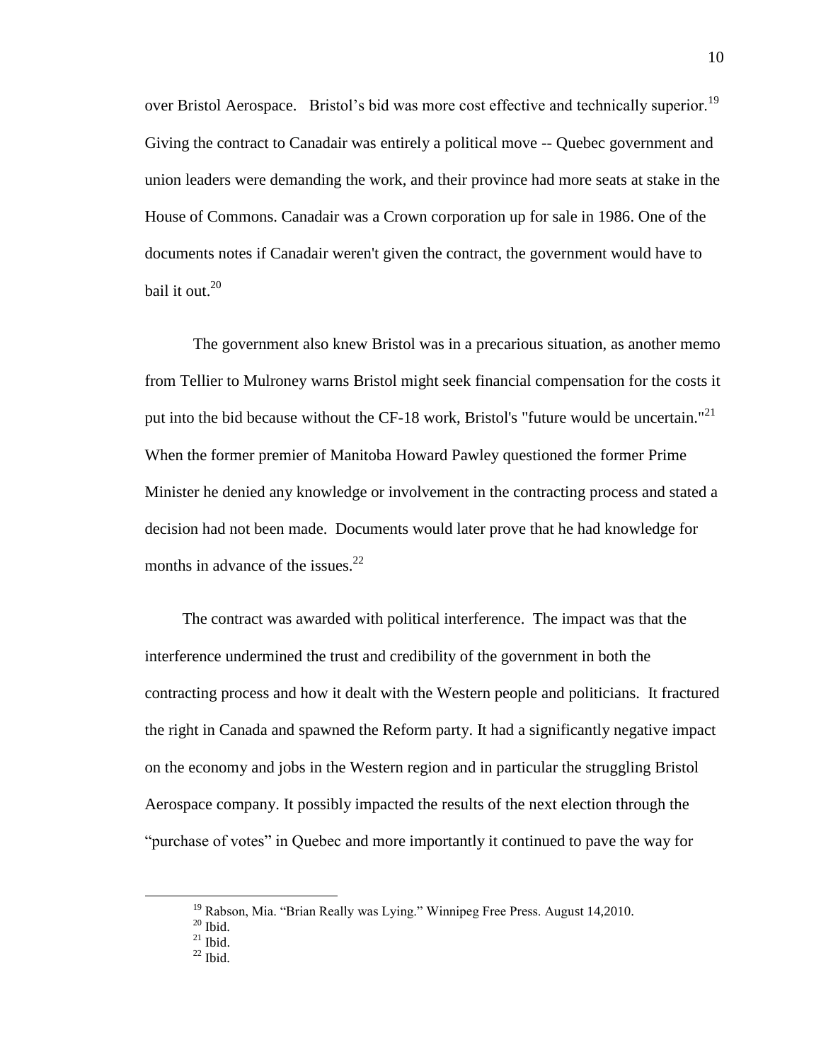over Bristol Aerospace. Bristol's bid was more cost effective and technically superior.[19] Giving the contract to Canadair was entirely a political move -- Quebec government and union leaders were demanding the work, and their province had more seats at stake in the House of Commons. Canadair was a Crown corporation up for sale in 1986. One of the documents notes if Canadair weren't given the contract, the government would have to bail it out.[20]

The government also knew Bristol was in a precarious situation, as another memo from Tellier to Mulroney warns Bristol might seek financial compensation for the costs it put into the bid because without the CF-18 work, Bristol's "future would be uncertain."[21] When the former premier of Manitoba Howard Pawley questioned the former Prime Minister he denied any knowledge or involvement in the contracting process and stated a decision had not been made. Documents would later prove that he had knowledge for months in advance of the issues.[22]

The contract was awarded with political interference. The impact was that the interference undermined the trust and credibility of the government in both the contracting process and how it dealt with the Western people and politicians. It fractured the right in Canada and spawned the Reform party. It had a significantly negative impact on the economy and jobs in the Western region and in particular the struggling Bristol Aerospace company. It possibly impacted the results of the next election through the "purchase of votes" in Quebec and more importantly it continued to pave the way for

---

[19] Rabson, Mia. "Brian Really was Lying." Winnipeg Free Press. August 14,2010.

[20] Ibid.

[21] Ibid.

[22] Ibid.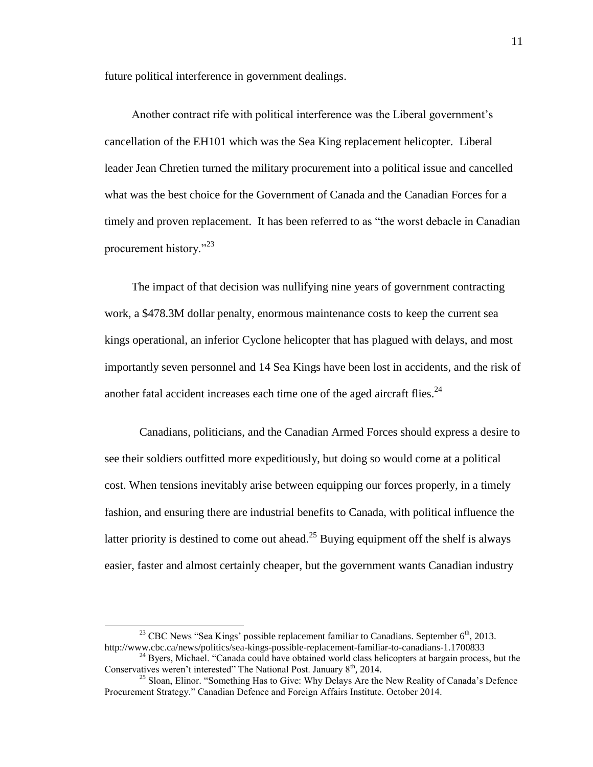future political interference in government dealings.

Another contract rife with political interference was the Liberal government's cancellation of the EH101 which was the Sea King replacement helicopter. Liberal leader Jean Chretien turned the military procurement into a political issue and cancelled what was the best choice for the Government of Canada and the Canadian Forces for a timely and proven replacement. It has been referred to as "the worst debacle in Canadian procurement history."[23]

The impact of that decision was nullifying nine years of government contracting work, a $478.3M dollar penalty, enormous maintenance costs to keep the current sea kings operational, an inferior Cyclone helicopter that has plagued with delays, and most importantly seven personnel and 14 Sea Kings have been lost in accidents, and the risk of another fatal accident increases each time one of the aged aircraft flies.[24]

Canadians, politicians, and the Canadian Armed Forces should express a desire to see their soldiers outfitted more expeditiously, but doing so would come at a political cost. When tensions inevitably arise between equipping our forces properly, in a timely fashion, and ensuring there are industrial benefits to Canada, with political influence the latter priority is destined to come out ahead.[25] Buying equipment off the shelf is always easier, faster and almost certainly cheaper, but the government wants Canadian industry

---

[23] CBC News "Sea Kings' possible replacement familiar to Canadians. September 6th, 2013. http://www.cbc.ca/news/politics/sea-kings-possible-replacement-familiar-to-canadians-1.1700833

[24] Byers, Michael. "Canada could have obtained world class helicopters at bargain process, but the Conservatives weren't interested" The National Post. January 8th, 2014.

[25] Sloan, Elinor. "Something Has to Give: Why Delays Are the New Reality of Canada's Defence Procurement Strategy." Canadian Defence and Foreign Affairs Institute. October 2014.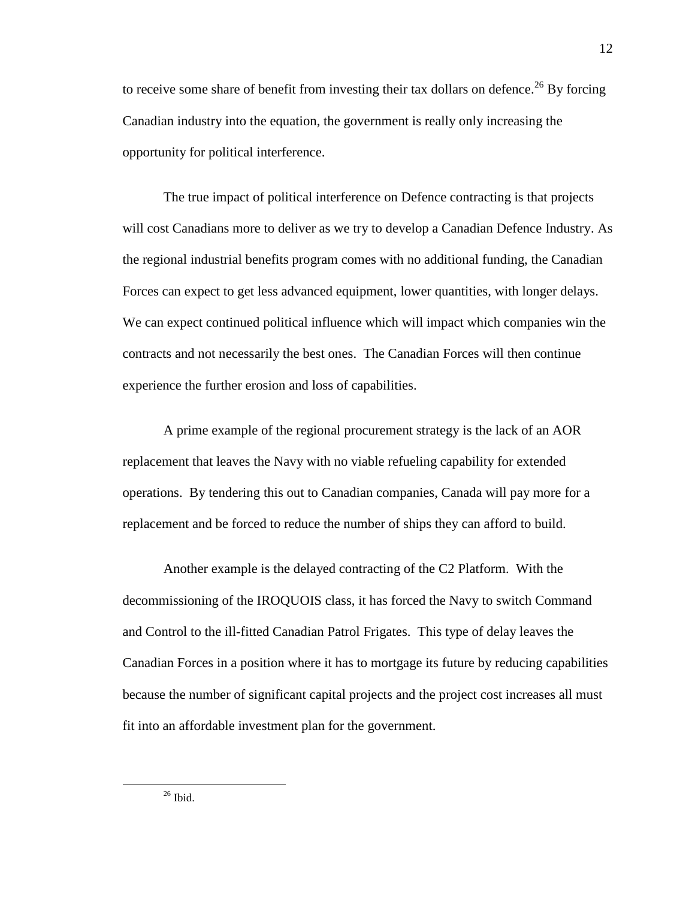to receive some share of benefit from investing their tax dollars on defence.[26] By forcing Canadian industry into the equation, the government is really only increasing the opportunity for political interference.

The true impact of political interference on Defence contracting is that projects will cost Canadians more to deliver as we try to develop a Canadian Defence Industry. As the regional industrial benefits program comes with no additional funding, the Canadian Forces can expect to get less advanced equipment, lower quantities, with longer delays. We can expect continued political influence which will impact which companies win the contracts and not necessarily the best ones. The Canadian Forces will then continue experience the further erosion and loss of capabilities.

A prime example of the regional procurement strategy is the lack of an AOR replacement that leaves the Navy with no viable refueling capability for extended operations. By tendering this out to Canadian companies, Canada will pay more for a replacement and be forced to reduce the number of ships they can afford to build.

Another example is the delayed contracting of the C2 Platform. With the decommissioning of the IROQUOIS class, it has forced the Navy to switch Command and Control to the ill-fitted Canadian Patrol Frigates. This type of delay leaves the Canadian Forces in a position where it has to mortgage its future by reducing capabilities because the number of significant capital projects and the project cost increases all must fit into an affordable investment plan for the government.

---

[26] Ibid.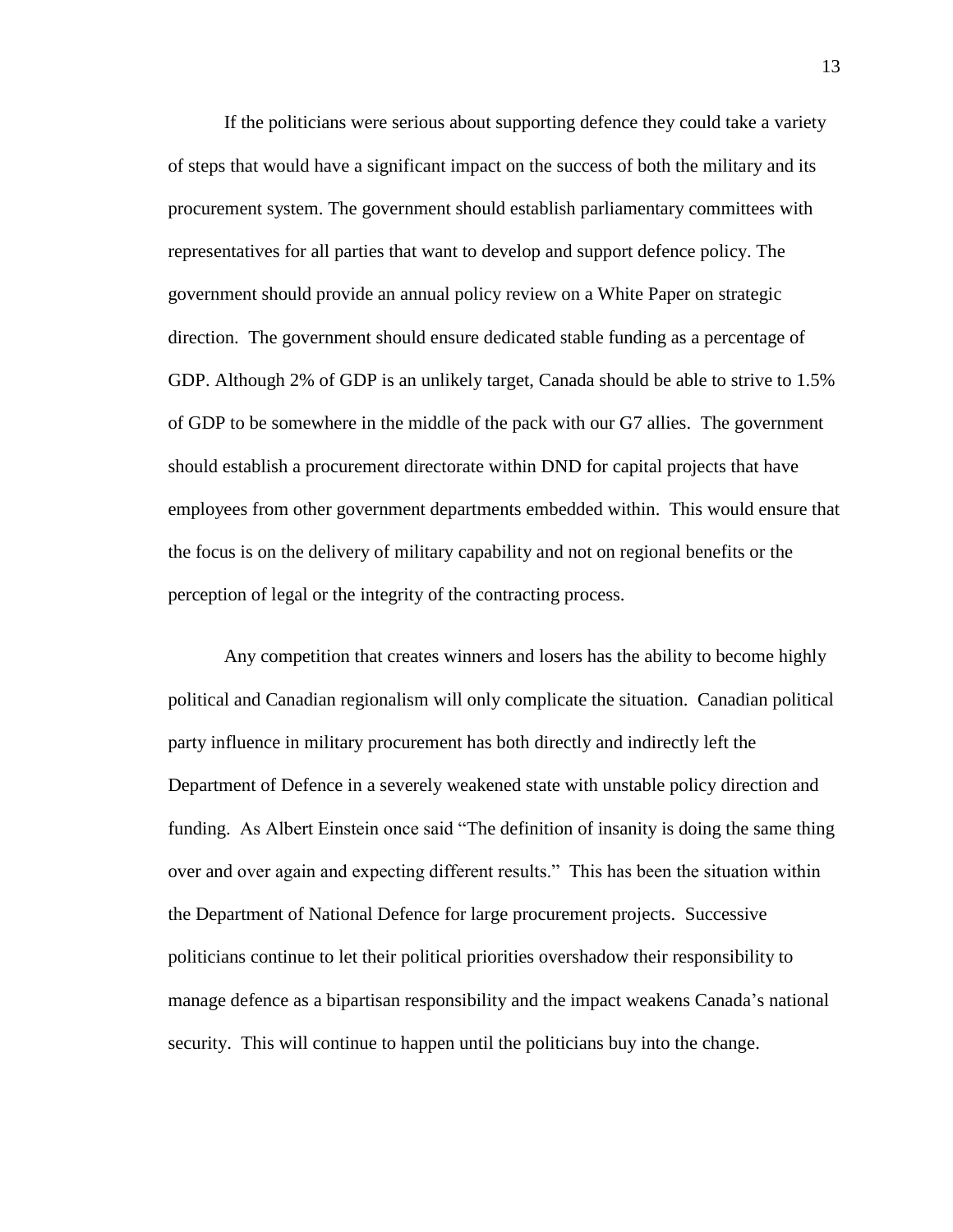If the politicians were serious about supporting defence they could take a variety of steps that would have a significant impact on the success of both the military and its procurement system. The government should establish parliamentary committees with representatives for all parties that want to develop and support defence policy. The government should provide an annual policy review on a White Paper on strategic direction. The government should ensure dedicated stable funding as a percentage of GDP. Although 2% of GDP is an unlikely target, Canada should be able to strive to 1.5% of GDP to be somewhere in the middle of the pack with our G7 allies. The government should establish a procurement directorate within DND for capital projects that have employees from other government departments embedded within. This would ensure that the focus is on the delivery of military capability and not on regional benefits or the perception of legal or the integrity of the contracting process.

Any competition that creates winners and losers has the ability to become highly political and Canadian regionalism will only complicate the situation. Canadian political party influence in military procurement has both directly and indirectly left the Department of Defence in a severely weakened state with unstable policy direction and funding. As Albert Einstein once said "The definition of insanity is doing the same thing over and over again and expecting different results." This has been the situation within the Department of National Defence for large procurement projects. Successive politicians continue to let their political priorities overshadow their responsibility to manage defence as a bipartisan responsibility and the impact weakens Canada's national security. This will continue to happen until the politicians buy into the change.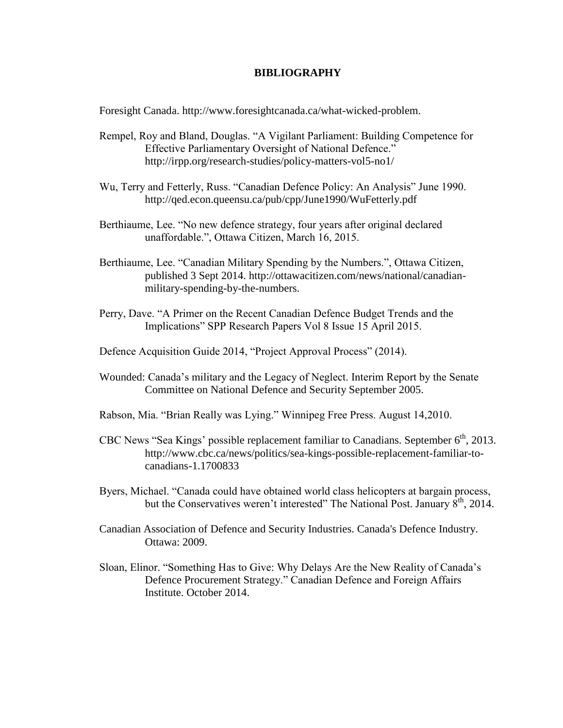# BIBLIOGRAPHY

Foresight Canada. http://www.foresightcanada.ca/what-wicked-problem.

Rempel, Roy and Bland, Douglas. "A Vigilant Parliament: Building Competence for Effective Parliamentary Oversight of National Defence." http://irpp.org/research-studies/policy-matters-vol5-no1/

Wu, Terry and Fetterly, Russ. "Canadian Defence Policy: An Analysis" June 1990. http://qed.econ.queensu.ca/pub/cpp/June1990/WuFetterly.pdf

Berthiaume, Lee. "No new defence strategy, four years after original declared unaffordable.", Ottawa Citizen, March 16, 2015.

Berthiaume, Lee. "Canadian Military Spending by the Numbers.", Ottawa Citizen, published 3 Sept 2014. http://ottawacitizen.com/news/national/canadian-military-spending-by-the-numbers.

Perry, Dave. "A Primer on the Recent Canadian Defence Budget Trends and the Implications" SPP Research Papers Vol 8 Issue 15 April 2015.

Defence Acquisition Guide 2014, "Project Approval Process" (2014).

Wounded: Canada's military and the Legacy of Neglect. Interim Report by the Senate Committee on National Defence and Security September 2005.

Rabson, Mia. "Brian Really was Lying." Winnipeg Free Press. August 14,2010.

CBC News "Sea Kings' possible replacement familiar to Canadians. September 6th, 2013. http://www.cbc.ca/news/politics/sea-kings-possible-replacement-familiar-to-canadians-1.1700833

Byers, Michael. "Canada could have obtained world class helicopters at bargain process, but the Conservatives weren't interested" The National Post. January 8th, 2014.

Canadian Association of Defence and Security Industries. Canada's Defence Industry. Ottawa: 2009.

Sloan, Elinor. "Something Has to Give: Why Delays Are the New Reality of Canada's Defence Procurement Strategy." Canadian Defence and Foreign Affairs Institute. October 2014.